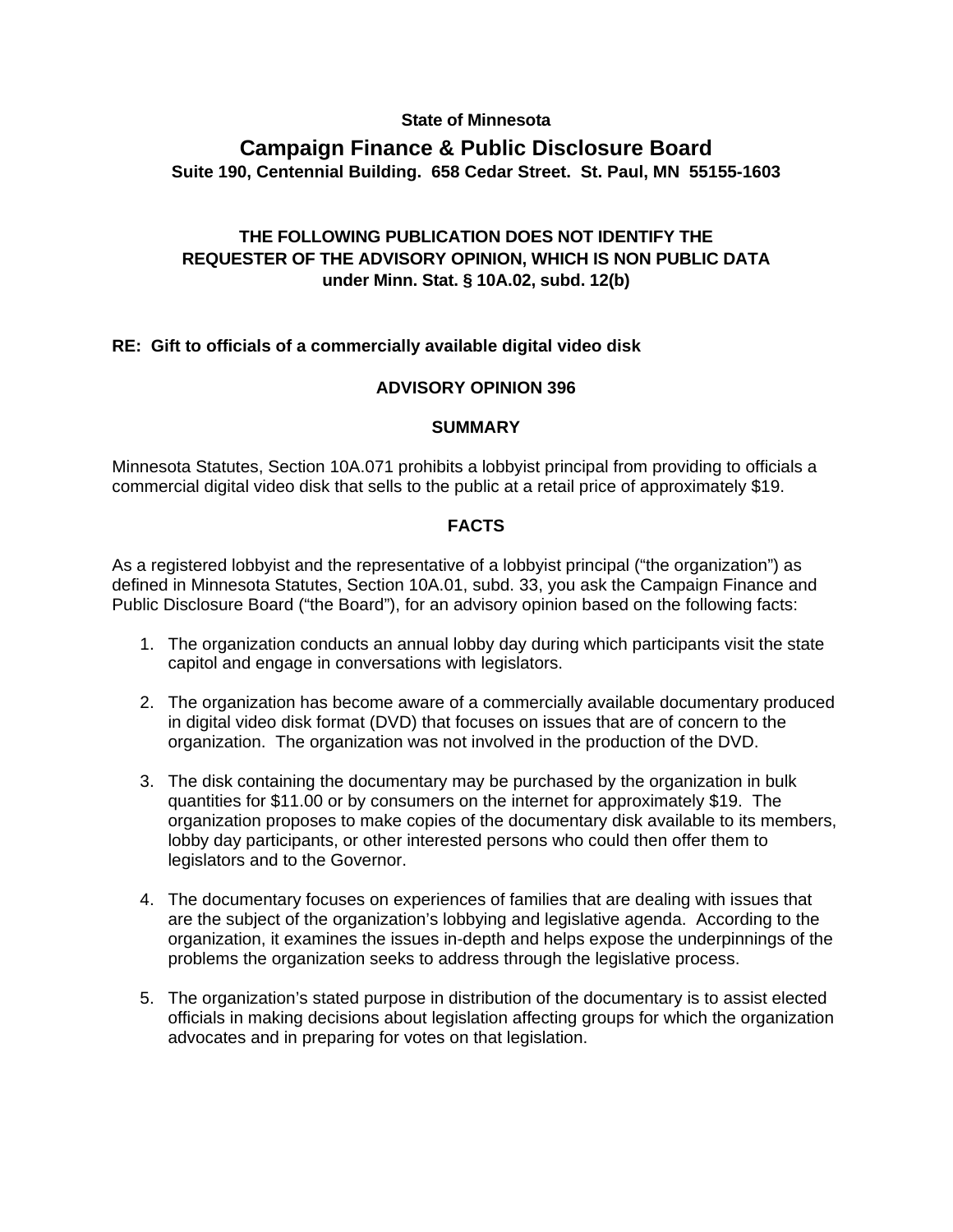**State of Minnesota**

# Campaign Finance & Public Disclosure Board

**Suite 190, Centennial Building. 658 Cedar Street. St. Paul, MN 55155-1603**

**THE FOLLOWING PUBLICATION DOES NOT IDENTIFY THE REQUESTER OF THE ADVISORY OPINION, WHICH IS NON PUBLIC DATA under Minn. Stat. § 10A.02, subd. 12(b)**

**RE: Gift to officials of a commercially available digital video disk**

## ADVISORY OPINION 396

### SUMMARY

Minnesota Statutes, Section 10A.071 prohibits a lobbyist principal from providing to officials a commercial digital video disk that sells to the public at a retail price of approximately $19.

### FACTS

As a registered lobbyist and the representative of a lobbyist principal ("the organization") as defined in Minnesota Statutes, Section 10A.01, subd. 33, you ask the Campaign Finance and Public Disclosure Board ("the Board"), for an advisory opinion based on the following facts:

1. The organization conducts an annual lobby day during which participants visit the state capitol and engage in conversations with legislators.

2. The organization has become aware of a commercially available documentary produced in digital video disk format (DVD) that focuses on issues that are of concern to the organization. The organization was not involved in the production of the DVD.

3. The disk containing the documentary may be purchased by the organization in bulk quantities for $11.00 or by consumers on the internet for approximately $19. The organization proposes to make copies of the documentary disk available to its members, lobby day participants, or other interested persons who could then offer them to legislators and to the Governor.

4. The documentary focuses on experiences of families that are dealing with issues that are the subject of the organization's lobbying and legislative agenda. According to the organization, it examines the issues in-depth and helps expose the underpinnings of the problems the organization seeks to address through the legislative process.

5. The organization's stated purpose in distribution of the documentary is to assist elected officials in making decisions about legislation affecting groups for which the organization advocates and in preparing for votes on that legislation.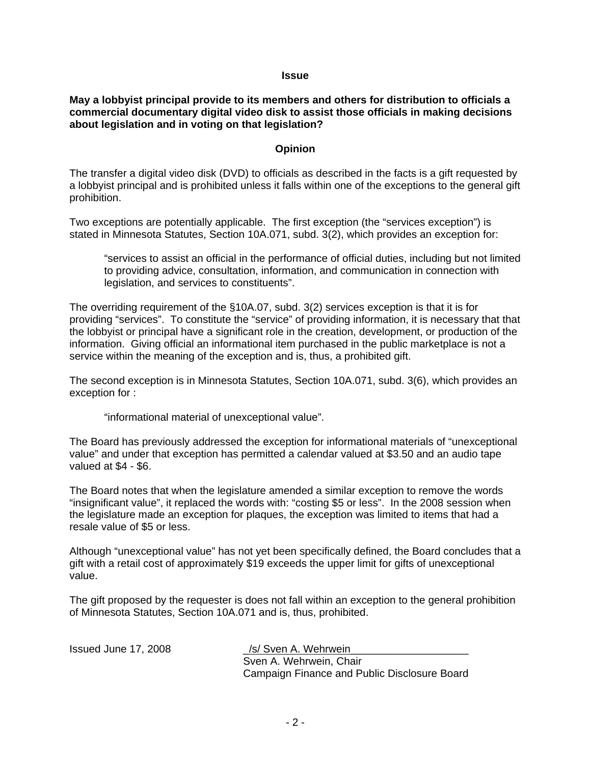## Issue

**May a lobbyist principal provide to its members and others for distribution to officials a commercial documentary digital video disk to assist those officials in making decisions about legislation and in voting on that legislation?**

## Opinion

The transfer a digital video disk (DVD) to officials as described in the facts is a gift requested by a lobbyist principal and is prohibited unless it falls within one of the exceptions to the general gift prohibition.

Two exceptions are potentially applicable. The first exception (the "services exception") is stated in Minnesota Statutes, Section 10A.071, subd. 3(2), which provides an exception for:

> "services to assist an official in the performance of official duties, including but not limited to providing advice, consultation, information, and communication in connection with legislation, and services to constituents".

The overriding requirement of the §10A.07, subd. 3(2) services exception is that it is for providing "services". To constitute the "service" of providing information, it is necessary that that the lobbyist or principal have a significant role in the creation, development, or production of the information. Giving official an informational item purchased in the public marketplace is not a service within the meaning of the exception and is, thus, a prohibited gift.

The second exception is in Minnesota Statutes, Section 10A.071, subd. 3(6), which provides an exception for :

> "informational material of unexceptional value".

The Board has previously addressed the exception for informational materials of "unexceptional value" and under that exception has permitted a calendar valued at $3.50 and an audio tape valued at $4 - $6.

The Board notes that when the legislature amended a similar exception to remove the words "insignificant value", it replaced the words with: "costing $5 or less". In the 2008 session when the legislature made an exception for plaques, the exception was limited to items that had a resale value of $5 or less.

Although "unexceptional value" has not yet been specifically defined, the Board concludes that a gift with a retail cost of approximately $19 exceeds the upper limit for gifts of unexceptional value.

The gift proposed by the requester is does not fall within an exception to the general prohibition of Minnesota Statutes, Section 10A.071 and is, thus, prohibited.

Issued June 17, 2008

/s/ Sven A. Wehrwein
Sven A. Wehrwein, Chair
Campaign Finance and Public Disclosure Board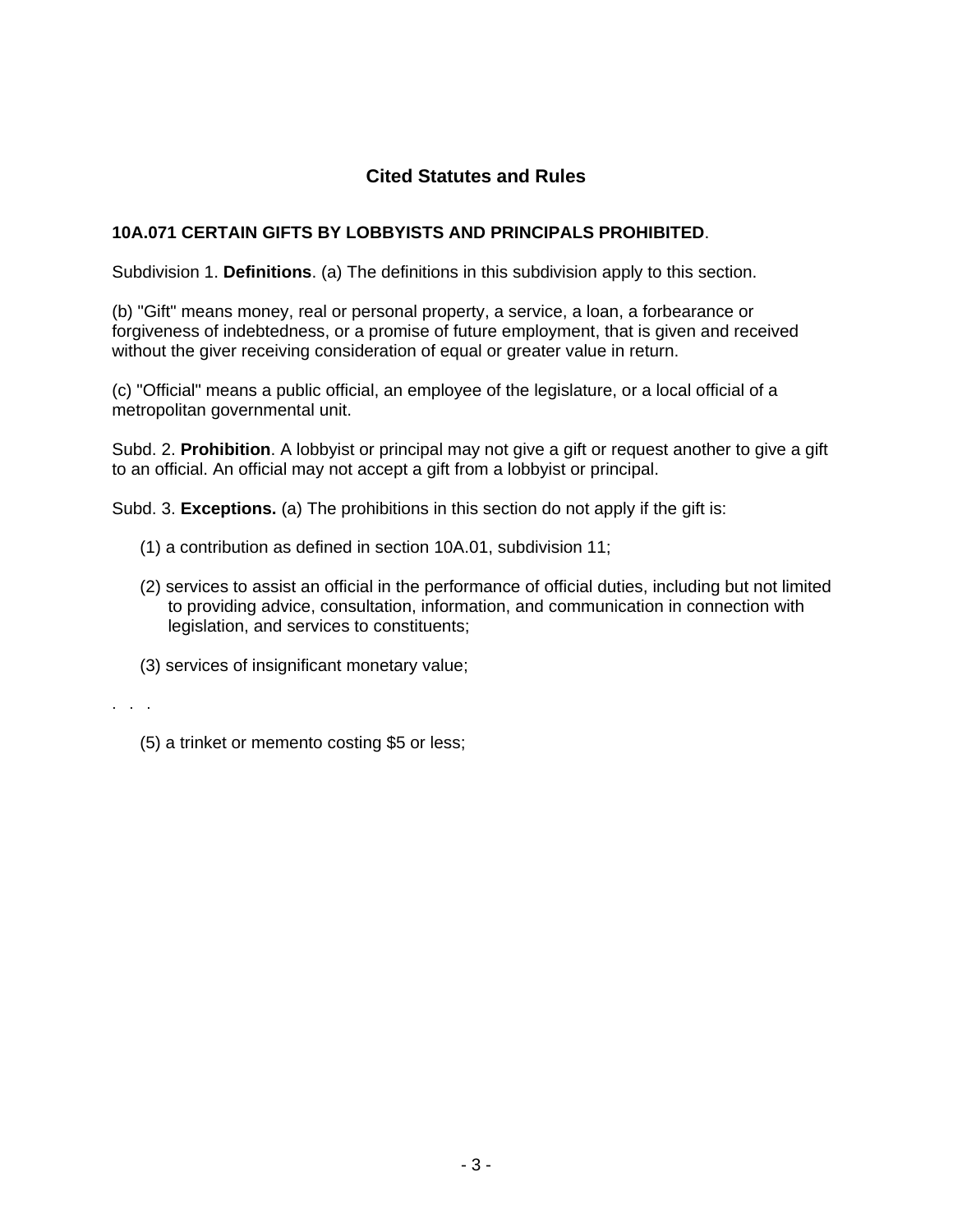## Cited Statutes and Rules

**10A.071 CERTAIN GIFTS BY LOBBYISTS AND PRINCIPALS PROHIBITED**.

Subdivision 1. **Definitions**. (a) The definitions in this subdivision apply to this section.

(b) "Gift" means money, real or personal property, a service, a loan, a forbearance or forgiveness of indebtedness, or a promise of future employment, that is given and received without the giver receiving consideration of equal or greater value in return.

(c) "Official" means a public official, an employee of the legislature, or a local official of a metropolitan governmental unit.

Subd. 2. **Prohibition**. A lobbyist or principal may not give a gift or request another to give a gift to an official. An official may not accept a gift from a lobbyist or principal.

Subd. 3. **Exceptions.** (a) The prohibitions in this section do not apply if the gift is:

(1) a contribution as defined in section 10A.01, subdivision 11;

(2) services to assist an official in the performance of official duties, including but not limited to providing advice, consultation, information, and communication in connection with legislation, and services to constituents;

(3) services of insignificant monetary value;

. . .

(5) a trinket or memento costing $5 or less;